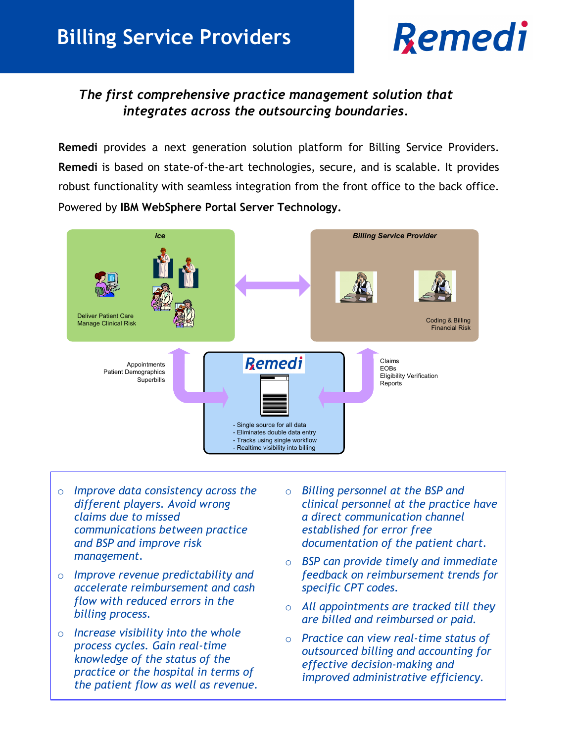# Billing Service Providers

Remedi

*The first comprehensive practice management solution that integrates across the outsourcing boundaries.*

**Remedi** provides a next generation solution platform for Billing Service Providers. **Remedi** is based on state-of-the-art technologies, secure, and is scalable. It provides robust functionality with seamless integration from the front office to the back office. Powered by **IBM WebSphere Portal Server Technology.**

ice

Deliver Patient Care
Manage Clinical Risk

Billing Service Provider

Coding & Billing
Financial Risk

Appointments
Patient Demographics
Superbills

Remedi

- Single source for all data
- Eliminates double data entry
- Tracks using single workflow
- Realtime visibility into billing

Claims
EOBs
Eligibility Verification
Reports

- *Improve data consistency across the different players. Avoid wrong claims due to missed communications between practice and BSP and improve risk management.*
- *Improve revenue predictability and accelerate reimbursement and cash flow with reduced errors in the billing process.*
- *Increase visibility into the whole process cycles. Gain real-time knowledge of the status of the practice or the hospital in terms of the patient flow as well as revenue.*
- *Billing personnel at the BSP and clinical personnel at the practice have a direct communication channel established for error free documentation of the patient chart.*
- *BSP can provide timely and immediate feedback on reimbursement trends for specific CPT codes.*
- *All appointments are tracked till they are billed and reimbursed or paid.*
- *Practice can view real-time status of outsourced billing and accounting for effective decision-making and improved administrative efficiency.*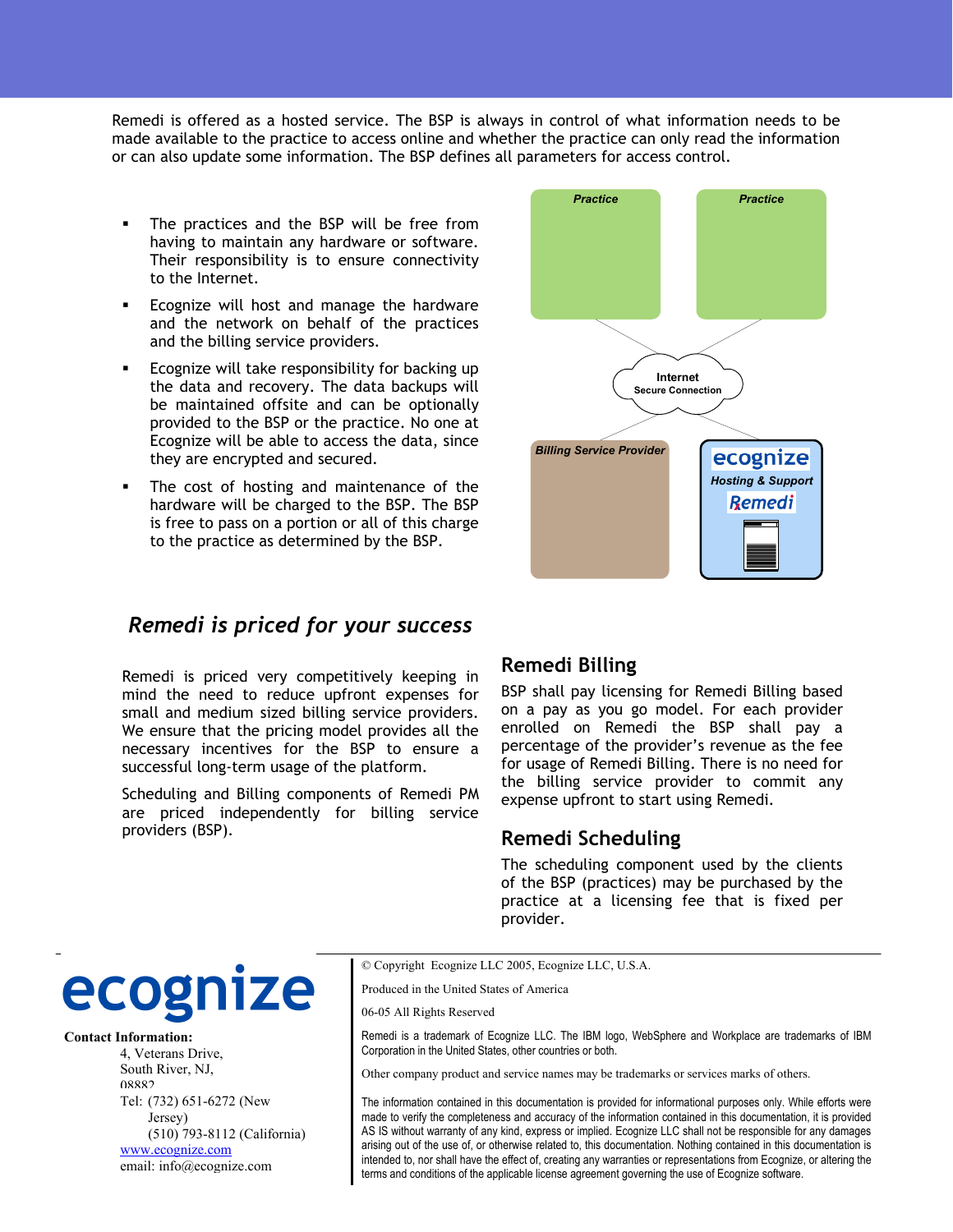Remedi is offered as a hosted service. The BSP is always in control of what information needs to be made available to the practice to access online and whether the practice can only read the information or can also update some information. The BSP defines all parameters for access control.

- The practices and the BSP will be free from having to maintain any hardware or software. Their responsibility is to ensure connectivity to the Internet.
- Ecognize will host and manage the hardware and the network on behalf of the practices and the billing service providers.
- Ecognize will take responsibility for backing up the data and recovery. The data backups will be maintained offsite and can be optionally provided to the BSP or the practice. No one at Ecognize will be able to access the data, since they are encrypted and secured.
- The cost of hosting and maintenance of the hardware will be charged to the BSP. The BSP is free to pass on a portion or all of this charge to the practice as determined by the BSP.

Practice

Practice

Internet
Secure Connection

Billing Service Provider

ecognize
Hosting & Support
Remedi

## *Remedi is priced for your success*

Remedi is priced very competitively keeping in mind the need to reduce upfront expenses for small and medium sized billing service providers. We ensure that the pricing model provides all the necessary incentives for the BSP to ensure a successful long-term usage of the platform.

Scheduling and Billing components of Remedi PM are priced independently for billing service providers (BSP).

### Remedi Billing

BSP shall pay licensing for Remedi Billing based on a pay as you go model. For each provider enrolled on Remedi the BSP shall pay a percentage of the provider's revenue as the fee for usage of Remedi Billing. There is no need for the billing service provider to commit any expense upfront to start using Remedi.

### Remedi Scheduling

The scheduling component used by the clients of the BSP (practices) may be purchased by the practice at a licensing fee that is fixed per provider.

ecognize

**Contact Information:**
4, Veterans Drive,
South River, NJ,
08882
Tel: (732) 651-6272 (New Jersey)
(510) 793-8112 (California)
www.ecognize.com
email: info@ecognize.com

© Copyright Ecognize LLC 2005, Ecognize LLC, U.S.A.

Produced in the United States of America

06-05 All Rights Reserved

Remedi is a trademark of Ecognize LLC. The IBM logo, WebSphere and Workplace are trademarks of IBM Corporation in the United States, other countries or both.

Other company product and service names may be trademarks or services marks of others.

The information contained in this documentation is provided for informational purposes only. While efforts were made to verify the completeness and accuracy of the information contained in this documentation, it is provided AS IS without warranty of any kind, express or implied. Ecognize LLC shall not be responsible for any damages arising out of the use of, or otherwise related to, this documentation. Nothing contained in this documentation is intended to, nor shall have the effect of, creating any warranties or representations from Ecognize, or altering the terms and conditions of the applicable license agreement governing the use of Ecognize software.